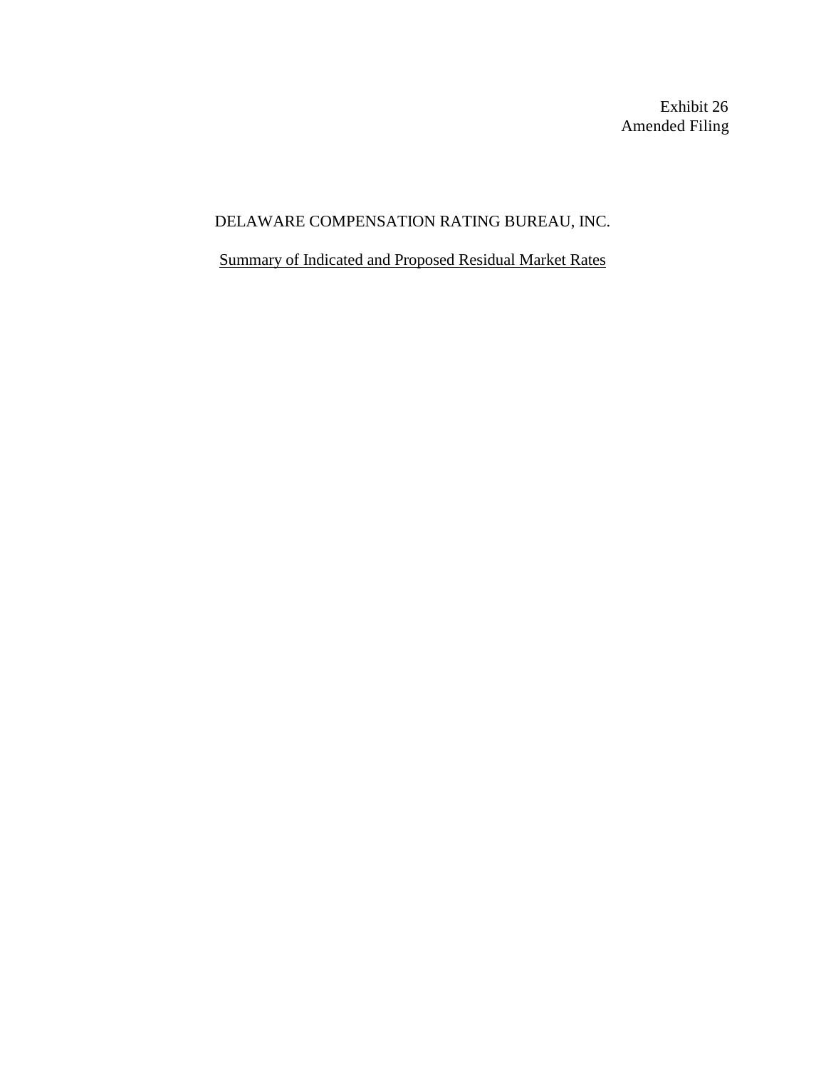Exhibit 26
Amended Filing

# DELAWARE COMPENSATION RATING BUREAU, INC.

## Summary of Indicated and Proposed Residual Market Rates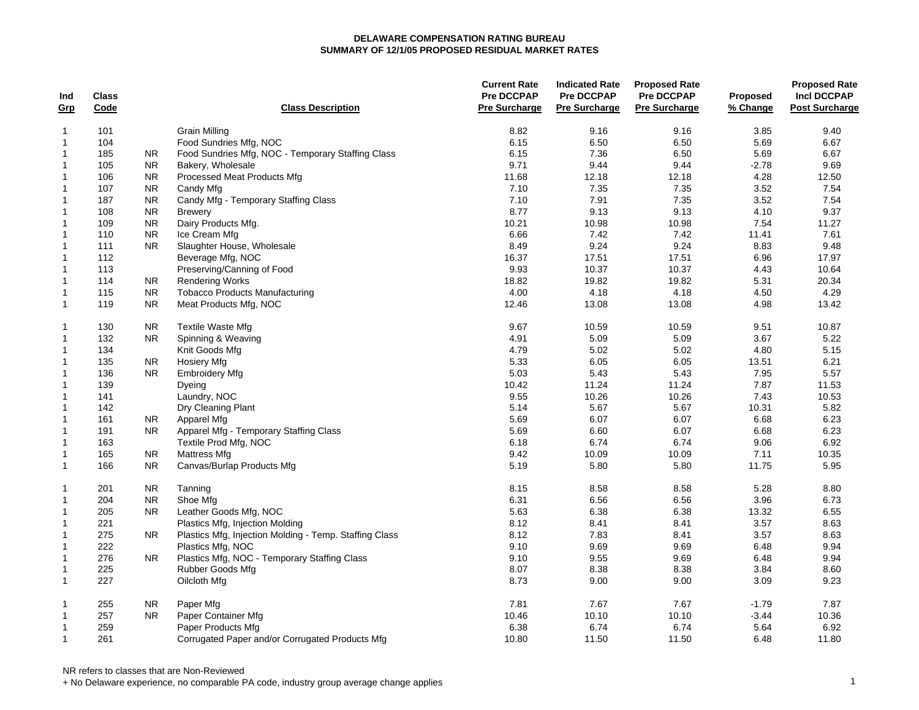**DELAWARE COMPENSATION RATING BUREAU**
**SUMMARY OF 12/1/05 PROPOSED RESIDUAL MARKET RATES**

| Ind Grp | Class Code | | Class Description | Current Rate Pre DCCPAP Pre Surcharge | Indicated Rate Pre DCCPAP Pre Surcharge | Proposed Rate Pre DCCPAP Pre Surcharge | Proposed % Change | Proposed Rate Incl DCCPAP Post Surcharge |
|---|---|---|---|---|---|---|---|---|
| 1 | 101 | | Grain Milling | 8.82 | 9.16 | 9.16 | 3.85 | 9.40 |
| 1 | 104 | | Food Sundries Mfg, NOC | 6.15 | 6.50 | 6.50 | 5.69 | 6.67 |
| 1 | 185 | NR | Food Sundries Mfg, NOC - Temporary Staffing Class | 6.15 | 7.36 | 6.50 | 5.69 | 6.67 |
| 1 | 105 | NR | Bakery, Wholesale | 9.71 | 9.44 | 9.44 | -2.78 | 9.69 |
| 1 | 106 | NR | Processed Meat Products Mfg | 11.68 | 12.18 | 12.18 | 4.28 | 12.50 |
| 1 | 107 | NR | Candy Mfg | 7.10 | 7.35 | 7.35 | 3.52 | 7.54 |
| 1 | 187 | NR | Candy Mfg - Temporary Staffing Class | 7.10 | 7.91 | 7.35 | 3.52 | 7.54 |
| 1 | 108 | NR | Brewery | 8.77 | 9.13 | 9.13 | 4.10 | 9.37 |
| 1 | 109 | NR | Dairy Products Mfg. | 10.21 | 10.98 | 10.98 | 7.54 | 11.27 |
| 1 | 110 | NR | Ice Cream Mfg | 6.66 | 7.42 | 7.42 | 11.41 | 7.61 |
| 1 | 111 | NR | Slaughter House, Wholesale | 8.49 | 9.24 | 9.24 | 8.83 | 9.48 |
| 1 | 112 | | Beverage Mfg, NOC | 16.37 | 17.51 | 17.51 | 6.96 | 17.97 |
| 1 | 113 | | Preserving/Canning of Food | 9.93 | 10.37 | 10.37 | 4.43 | 10.64 |
| 1 | 114 | NR | Rendering Works | 18.82 | 19.82 | 19.82 | 5.31 | 20.34 |
| 1 | 115 | NR | Tobacco Products Manufacturing | 4.00 | 4.18 | 4.18 | 4.50 | 4.29 |
| 1 | 119 | NR | Meat Products Mfg, NOC | 12.46 | 13.08 | 13.08 | 4.98 | 13.42 |
| 1 | 130 | NR | Textile Waste Mfg | 9.67 | 10.59 | 10.59 | 9.51 | 10.87 |
| 1 | 132 | NR | Spinning & Weaving | 4.91 | 5.09 | 5.09 | 3.67 | 5.22 |
| 1 | 134 | | Knit Goods Mfg | 4.79 | 5.02 | 5.02 | 4.80 | 5.15 |
| 1 | 135 | NR | Hosiery Mfg | 5.33 | 6.05 | 6.05 | 13.51 | 6.21 |
| 1 | 136 | NR | Embroidery Mfg | 5.03 | 5.43 | 5.43 | 7.95 | 5.57 |
| 1 | 139 | | Dyeing | 10.42 | 11.24 | 11.24 | 7.87 | 11.53 |
| 1 | 141 | | Laundry, NOC | 9.55 | 10.26 | 10.26 | 7.43 | 10.53 |
| 1 | 142 | | Dry Cleaning Plant | 5.14 | 5.67 | 5.67 | 10.31 | 5.82 |
| 1 | 161 | NR | Apparel Mfg | 5.69 | 6.07 | 6.07 | 6.68 | 6.23 |
| 1 | 191 | NR | Apparel Mfg - Temporary Staffing Class | 5.69 | 6.60 | 6.07 | 6.68 | 6.23 |
| 1 | 163 | | Textile Prod Mfg, NOC | 6.18 | 6.74 | 6.74 | 9.06 | 6.92 |
| 1 | 165 | NR | Mattress Mfg | 9.42 | 10.09 | 10.09 | 7.11 | 10.35 |
| 1 | 166 | NR | Canvas/Burlap Products Mfg | 5.19 | 5.80 | 5.80 | 11.75 | 5.95 |
| 1 | 201 | NR | Tanning | 8.15 | 8.58 | 8.58 | 5.28 | 8.80 |
| 1 | 204 | NR | Shoe Mfg | 6.31 | 6.56 | 6.56 | 3.96 | 6.73 |
| 1 | 205 | NR | Leather Goods Mfg, NOC | 5.63 | 6.38 | 6.38 | 13.32 | 6.55 |
| 1 | 221 | | Plastics Mfg, Injection Molding | 8.12 | 8.41 | 8.41 | 3.57 | 8.63 |
| 1 | 275 | NR | Plastics Mfg, Injection Molding - Temp. Staffing Class | 8.12 | 7.83 | 8.41 | 3.57 | 8.63 |
| 1 | 222 | | Plastics Mfg, NOC | 9.10 | 9.69 | 9.69 | 6.48 | 9.94 |
| 1 | 276 | NR | Plastics Mfg, NOC - Temporary Staffing Class | 9.10 | 9.55 | 9.69 | 6.48 | 9.94 |
| 1 | 225 | | Rubber Goods Mfg | 8.07 | 8.38 | 8.38 | 3.84 | 8.60 |
| 1 | 227 | | Oilcloth Mfg | 8.73 | 9.00 | 9.00 | 3.09 | 9.23 |
| 1 | 255 | NR | Paper Mfg | 7.81 | 7.67 | 7.67 | -1.79 | 7.87 |
| 1 | 257 | NR | Paper Container Mfg | 10.46 | 10.10 | 10.10 | -3.44 | 10.36 |
| 1 | 259 | | Paper Products Mfg | 6.38 | 6.74 | 6.74 | 5.64 | 6.92 |
| 1 | 261 | | Corrugated Paper and/or Corrugated Products Mfg | 10.80 | 11.50 | 11.50 | 6.48 | 11.80 |

NR refers to classes that are Non-Reviewed

+ No Delaware experience, no comparable PA code, industry group average change applies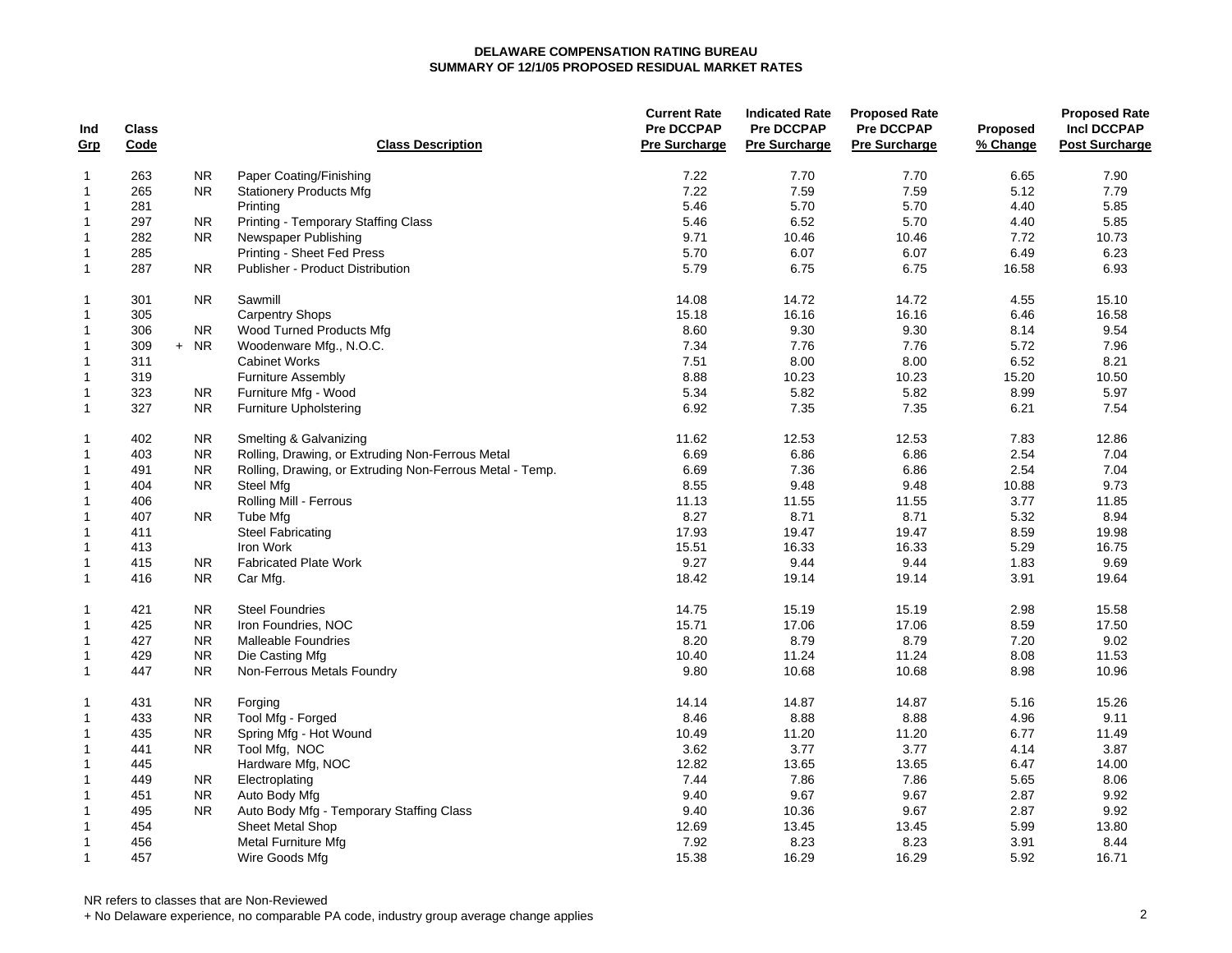**DELAWARE COMPENSATION RATING BUREAU**
**SUMMARY OF 12/1/05 PROPOSED RESIDUAL MARKET RATES**

| Ind Grp | Class Code | | Class Description | Current Rate Pre DCCPAP Pre Surcharge | Indicated Rate Pre DCCPAP Pre Surcharge | Proposed Rate Pre DCCPAP Pre Surcharge | Proposed % Change | Proposed Rate Incl DCCPAP Post Surcharge |
|---|---|---|---|---|---|---|---|---|
| 1 | 263 | NR | Paper Coating/Finishing | 7.22 | 7.70 | 7.70 | 6.65 | 7.90 |
| 1 | 265 | NR | Stationery Products Mfg | 7.22 | 7.59 | 7.59 | 5.12 | 7.79 |
| 1 | 281 | | Printing | 5.46 | 5.70 | 5.70 | 4.40 | 5.85 |
| 1 | 297 | NR | Printing - Temporary Staffing Class | 5.46 | 6.52 | 5.70 | 4.40 | 5.85 |
| 1 | 282 | NR | Newspaper Publishing | 9.71 | 10.46 | 10.46 | 7.72 | 10.73 |
| 1 | 285 | | Printing - Sheet Fed Press | 5.70 | 6.07 | 6.07 | 6.49 | 6.23 |
| 1 | 287 | NR | Publisher - Product Distribution | 5.79 | 6.75 | 6.75 | 16.58 | 6.93 |
| 1 | 301 | NR | Sawmill | 14.08 | 14.72 | 14.72 | 4.55 | 15.10 |
| 1 | 305 | | Carpentry Shops | 15.18 | 16.16 | 16.16 | 6.46 | 16.58 |
| 1 | 306 | NR | Wood Turned Products Mfg | 8.60 | 9.30 | 9.30 | 8.14 | 9.54 |
| 1 | 309 | + NR | Woodenware Mfg., N.O.C. | 7.34 | 7.76 | 7.76 | 5.72 | 7.96 |
| 1 | 311 | | Cabinet Works | 7.51 | 8.00 | 8.00 | 6.52 | 8.21 |
| 1 | 319 | | Furniture Assembly | 8.88 | 10.23 | 10.23 | 15.20 | 10.50 |
| 1 | 323 | NR | Furniture Mfg - Wood | 5.34 | 5.82 | 5.82 | 8.99 | 5.97 |
| 1 | 327 | NR | Furniture Upholstering | 6.92 | 7.35 | 7.35 | 6.21 | 7.54 |
| 1 | 402 | NR | Smelting & Galvanizing | 11.62 | 12.53 | 12.53 | 7.83 | 12.86 |
| 1 | 403 | NR | Rolling, Drawing, or Extruding Non-Ferrous Metal | 6.69 | 6.86 | 6.86 | 2.54 | 7.04 |
| 1 | 491 | NR | Rolling, Drawing, or Extruding Non-Ferrous Metal - Temp. | 6.69 | 7.36 | 6.86 | 2.54 | 7.04 |
| 1 | 404 | NR | Steel Mfg | 8.55 | 9.48 | 9.48 | 10.88 | 9.73 |
| 1 | 406 | | Rolling Mill - Ferrous | 11.13 | 11.55 | 11.55 | 3.77 | 11.85 |
| 1 | 407 | NR | Tube Mfg | 8.27 | 8.71 | 8.71 | 5.32 | 8.94 |
| 1 | 411 | | Steel Fabricating | 17.93 | 19.47 | 19.47 | 8.59 | 19.98 |
| 1 | 413 | | Iron Work | 15.51 | 16.33 | 16.33 | 5.29 | 16.75 |
| 1 | 415 | NR | Fabricated Plate Work | 9.27 | 9.44 | 9.44 | 1.83 | 9.69 |
| 1 | 416 | NR | Car Mfg. | 18.42 | 19.14 | 19.14 | 3.91 | 19.64 |
| 1 | 421 | NR | Steel Foundries | 14.75 | 15.19 | 15.19 | 2.98 | 15.58 |
| 1 | 425 | NR | Iron Foundries, NOC | 15.71 | 17.06 | 17.06 | 8.59 | 17.50 |
| 1 | 427 | NR | Malleable Foundries | 8.20 | 8.79 | 8.79 | 7.20 | 9.02 |
| 1 | 429 | NR | Die Casting Mfg | 10.40 | 11.24 | 11.24 | 8.08 | 11.53 |
| 1 | 447 | NR | Non-Ferrous Metals Foundry | 9.80 | 10.68 | 10.68 | 8.98 | 10.96 |
| 1 | 431 | NR | Forging | 14.14 | 14.87 | 14.87 | 5.16 | 15.26 |
| 1 | 433 | NR | Tool Mfg - Forged | 8.46 | 8.88 | 8.88 | 4.96 | 9.11 |
| 1 | 435 | NR | Spring Mfg - Hot Wound | 10.49 | 11.20 | 11.20 | 6.77 | 11.49 |
| 1 | 441 | NR | Tool Mfg, NOC | 3.62 | 3.77 | 3.77 | 4.14 | 3.87 |
| 1 | 445 | | Hardware Mfg, NOC | 12.82 | 13.65 | 13.65 | 6.47 | 14.00 |
| 1 | 449 | NR | Electroplating | 7.44 | 7.86 | 7.86 | 5.65 | 8.06 |
| 1 | 451 | NR | Auto Body Mfg | 9.40 | 9.67 | 9.67 | 2.87 | 9.92 |
| 1 | 495 | NR | Auto Body Mfg - Temporary Staffing Class | 9.40 | 10.36 | 9.67 | 2.87 | 9.92 |
| 1 | 454 | | Sheet Metal Shop | 12.69 | 13.45 | 13.45 | 5.99 | 13.80 |
| 1 | 456 | | Metal Furniture Mfg | 7.92 | 8.23 | 8.23 | 3.91 | 8.44 |
| 1 | 457 | | Wire Goods Mfg | 15.38 | 16.29 | 16.29 | 5.92 | 16.71 |

NR refers to classes that are Non-Reviewed

+ No Delaware experience, no comparable PA code, industry group average change applies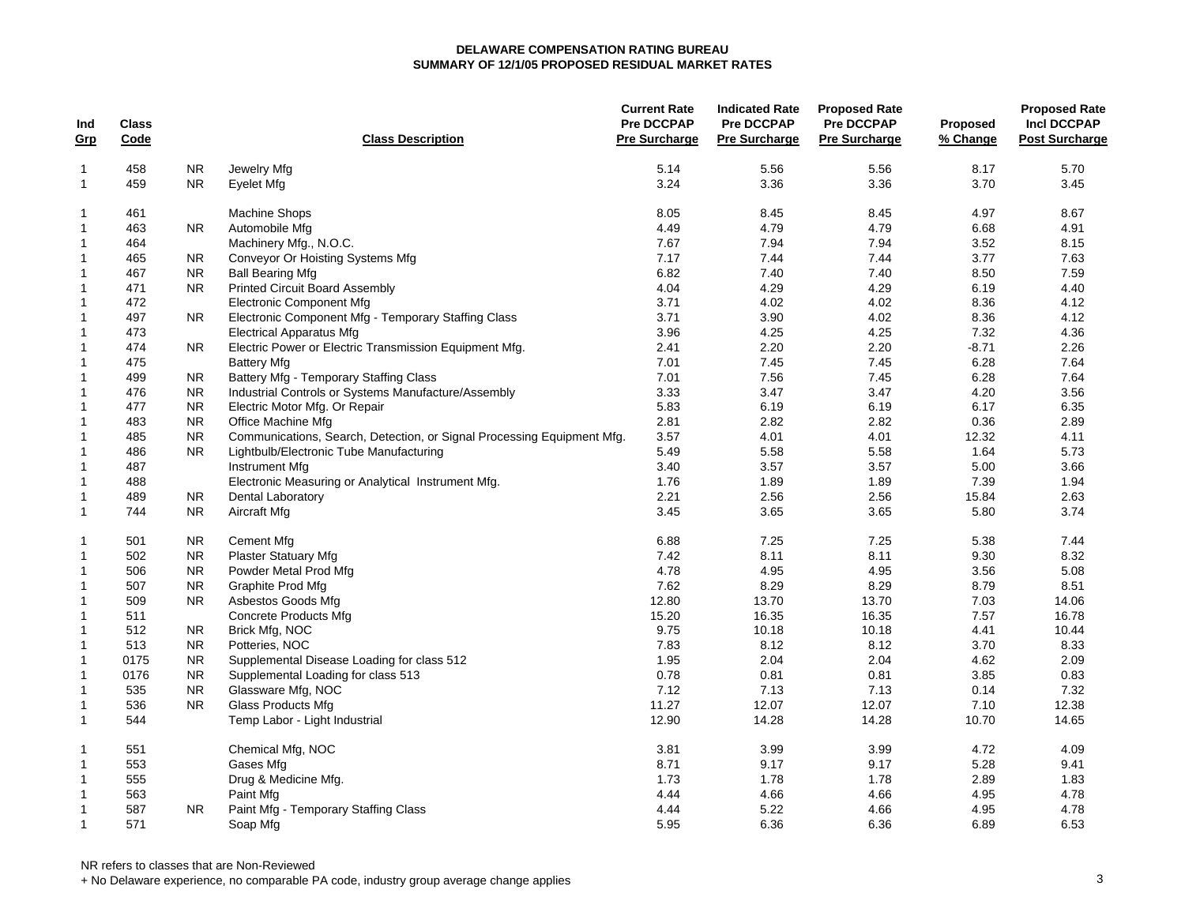**DELAWARE COMPENSATION RATING BUREAU**
**SUMMARY OF 12/1/05 PROPOSED RESIDUAL MARKET RATES**

| Ind Grp | Class Code | | Class Description | Current Rate Pre DCCPAP Pre Surcharge | Indicated Rate Pre DCCPAP Pre Surcharge | Proposed Rate Pre DCCPAP Pre Surcharge | Proposed % Change | Proposed Rate Incl DCCPAP Post Surcharge |
|---|---|---|---|---|---|---|---|---|
| 1 | 458 | NR | Jewelry Mfg | 5.14 | 5.56 | 5.56 | 8.17 | 5.70 |
| 1 | 459 | NR | Eyelet Mfg | 3.24 | 3.36 | 3.36 | 3.70 | 3.45 |
| 1 | 461 | | Machine Shops | 8.05 | 8.45 | 8.45 | 4.97 | 8.67 |
| 1 | 463 | NR | Automobile Mfg | 4.49 | 4.79 | 4.79 | 6.68 | 4.91 |
| 1 | 464 | | Machinery Mfg., N.O.C. | 7.67 | 7.94 | 7.94 | 3.52 | 8.15 |
| 1 | 465 | NR | Conveyor Or Hoisting Systems Mfg | 7.17 | 7.44 | 7.44 | 3.77 | 7.63 |
| 1 | 467 | NR | Ball Bearing Mfg | 6.82 | 7.40 | 7.40 | 8.50 | 7.59 |
| 1 | 471 | NR | Printed Circuit Board Assembly | 4.04 | 4.29 | 4.29 | 6.19 | 4.40 |
| 1 | 472 | | Electronic Component Mfg | 3.71 | 4.02 | 4.02 | 8.36 | 4.12 |
| 1 | 497 | NR | Electronic Component Mfg - Temporary Staffing Class | 3.71 | 3.90 | 4.02 | 8.36 | 4.12 |
| 1 | 473 | | Electrical Apparatus Mfg | 3.96 | 4.25 | 4.25 | 7.32 | 4.36 |
| 1 | 474 | NR | Electric Power or Electric Transmission Equipment Mfg. | 2.41 | 2.20 | 2.20 | -8.71 | 2.26 |
| 1 | 475 | | Battery Mfg | 7.01 | 7.45 | 7.45 | 6.28 | 7.64 |
| 1 | 499 | NR | Battery Mfg - Temporary Staffing Class | 7.01 | 7.56 | 7.45 | 6.28 | 7.64 |
| 1 | 476 | NR | Industrial Controls or Systems Manufacture/Assembly | 3.33 | 3.47 | 3.47 | 4.20 | 3.56 |
| 1 | 477 | NR | Electric Motor Mfg. Or Repair | 5.83 | 6.19 | 6.19 | 6.17 | 6.35 |
| 1 | 483 | NR | Office Machine Mfg | 2.81 | 2.82 | 2.82 | 0.36 | 2.89 |
| 1 | 485 | NR | Communications, Search, Detection, or Signal Processing Equipment Mfg. | 3.57 | 4.01 | 4.01 | 12.32 | 4.11 |
| 1 | 486 | NR | Lightbulb/Electronic Tube Manufacturing | 5.49 | 5.58 | 5.58 | 1.64 | 5.73 |
| 1 | 487 | | Instrument Mfg | 3.40 | 3.57 | 3.57 | 5.00 | 3.66 |
| 1 | 488 | | Electronic Measuring or Analytical Instrument Mfg. | 1.76 | 1.89 | 1.89 | 7.39 | 1.94 |
| 1 | 489 | NR | Dental Laboratory | 2.21 | 2.56 | 2.56 | 15.84 | 2.63 |
| 1 | 744 | NR | Aircraft Mfg | 3.45 | 3.65 | 3.65 | 5.80 | 3.74 |
| 1 | 501 | NR | Cement Mfg | 6.88 | 7.25 | 7.25 | 5.38 | 7.44 |
| 1 | 502 | NR | Plaster Statuary Mfg | 7.42 | 8.11 | 8.11 | 9.30 | 8.32 |
| 1 | 506 | NR | Powder Metal Prod Mfg | 4.78 | 4.95 | 4.95 | 3.56 | 5.08 |
| 1 | 507 | NR | Graphite Prod Mfg | 7.62 | 8.29 | 8.29 | 8.79 | 8.51 |
| 1 | 509 | NR | Asbestos Goods Mfg | 12.80 | 13.70 | 13.70 | 7.03 | 14.06 |
| 1 | 511 | | Concrete Products Mfg | 15.20 | 16.35 | 16.35 | 7.57 | 16.78 |
| 1 | 512 | NR | Brick Mfg, NOC | 9.75 | 10.18 | 10.18 | 4.41 | 10.44 |
| 1 | 513 | NR | Potteries, NOC | 7.83 | 8.12 | 8.12 | 3.70 | 8.33 |
| 1 | 0175 | NR | Supplemental Disease Loading for class 512 | 1.95 | 2.04 | 2.04 | 4.62 | 2.09 |
| 1 | 0176 | NR | Supplemental Loading for class 513 | 0.78 | 0.81 | 0.81 | 3.85 | 0.83 |
| 1 | 535 | NR | Glassware Mfg, NOC | 7.12 | 7.13 | 7.13 | 0.14 | 7.32 |
| 1 | 536 | NR | Glass Products Mfg | 11.27 | 12.07 | 12.07 | 7.10 | 12.38 |
| 1 | 544 | | Temp Labor - Light Industrial | 12.90 | 14.28 | 14.28 | 10.70 | 14.65 |
| 1 | 551 | | Chemical Mfg, NOC | 3.81 | 3.99 | 3.99 | 4.72 | 4.09 |
| 1 | 553 | | Gases Mfg | 8.71 | 9.17 | 9.17 | 5.28 | 9.41 |
| 1 | 555 | | Drug & Medicine Mfg. | 1.73 | 1.78 | 1.78 | 2.89 | 1.83 |
| 1 | 563 | | Paint Mfg | 4.44 | 4.66 | 4.66 | 4.95 | 4.78 |
| 1 | 587 | NR | Paint Mfg - Temporary Staffing Class | 4.44 | 5.22 | 4.66 | 4.95 | 4.78 |
| 1 | 571 | | Soap Mfg | 5.95 | 6.36 | 6.36 | 6.89 | 6.53 |

NR refers to classes that are Non-Reviewed

+ No Delaware experience, no comparable PA code, industry group average change applies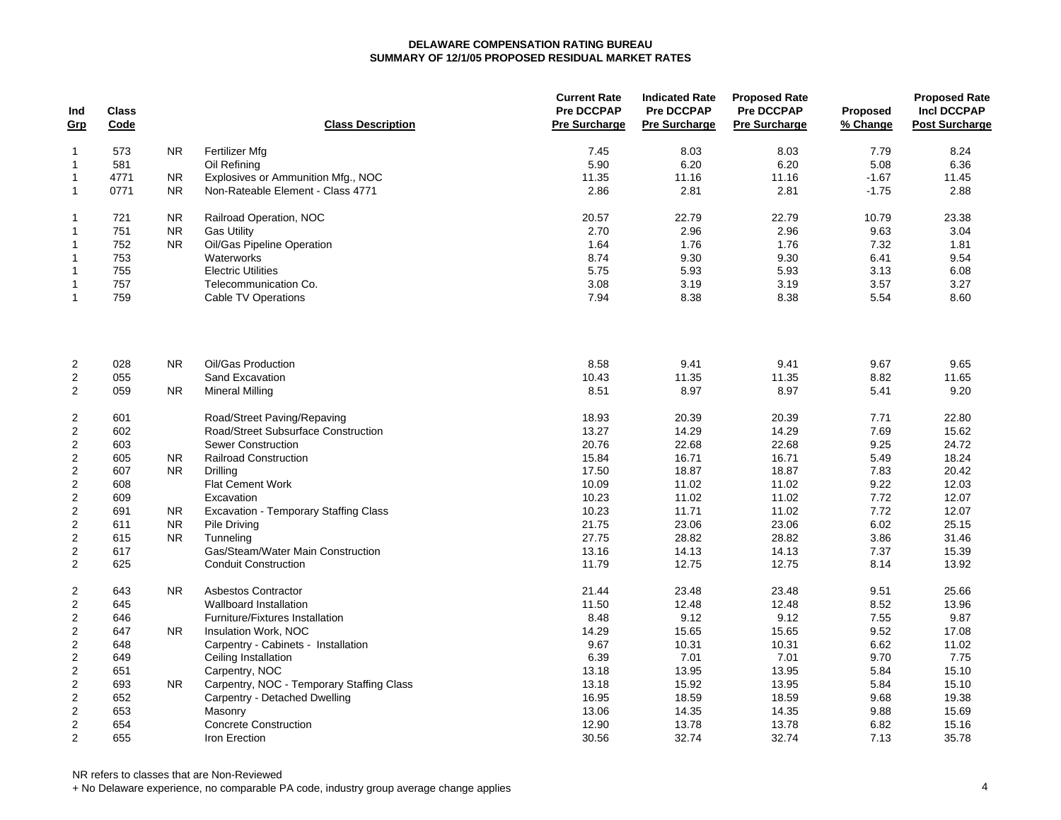**DELAWARE COMPENSATION RATING BUREAU**
**SUMMARY OF 12/1/05 PROPOSED RESIDUAL MARKET RATES**

| Ind Grp | Class Code | | Class Description | Current Rate Pre DCCPAP Pre Surcharge | Indicated Rate Pre DCCPAP Pre Surcharge | Proposed Rate Pre DCCPAP Pre Surcharge | Proposed % Change | Proposed Rate Incl DCCPAP Post Surcharge |
|---|---|---|---|---|---|---|---|---|
| 1 | 573 | NR | Fertilizer Mfg | 7.45 | 8.03 | 8.03 | 7.79 | 8.24 |
| 1 | 581 | | Oil Refining | 5.90 | 6.20 | 6.20 | 5.08 | 6.36 |
| 1 | 4771 | NR | Explosives or Ammunition Mfg., NOC | 11.35 | 11.16 | 11.16 | -1.67 | 11.45 |
| 1 | 0771 | NR | Non-Rateable Element - Class 4771 | 2.86 | 2.81 | 2.81 | -1.75 | 2.88 |
| 1 | 721 | NR | Railroad Operation, NOC | 20.57 | 22.79 | 22.79 | 10.79 | 23.38 |
| 1 | 751 | NR | Gas Utility | 2.70 | 2.96 | 2.96 | 9.63 | 3.04 |
| 1 | 752 | NR | Oil/Gas Pipeline Operation | 1.64 | 1.76 | 1.76 | 7.32 | 1.81 |
| 1 | 753 | | Waterworks | 8.74 | 9.30 | 9.30 | 6.41 | 9.54 |
| 1 | 755 | | Electric Utilities | 5.75 | 5.93 | 5.93 | 3.13 | 6.08 |
| 1 | 757 | | Telecommunication Co. | 3.08 | 3.19 | 3.19 | 3.57 | 3.27 |
| 1 | 759 | | Cable TV Operations | 7.94 | 8.38 | 8.38 | 5.54 | 8.60 |
| 2 | 028 | NR | Oil/Gas Production | 8.58 | 9.41 | 9.41 | 9.67 | 9.65 |
| 2 | 055 | | Sand Excavation | 10.43 | 11.35 | 11.35 | 8.82 | 11.65 |
| 2 | 059 | NR | Mineral Milling | 8.51 | 8.97 | 8.97 | 5.41 | 9.20 |
| 2 | 601 | | Road/Street Paving/Repaving | 18.93 | 20.39 | 20.39 | 7.71 | 22.80 |
| 2 | 602 | | Road/Street Subsurface Construction | 13.27 | 14.29 | 14.29 | 7.69 | 15.62 |
| 2 | 603 | | Sewer Construction | 20.76 | 22.68 | 22.68 | 9.25 | 24.72 |
| 2 | 605 | NR | Railroad Construction | 15.84 | 16.71 | 16.71 | 5.49 | 18.24 |
| 2 | 607 | NR | Drilling | 17.50 | 18.87 | 18.87 | 7.83 | 20.42 |
| 2 | 608 | | Flat Cement Work | 10.09 | 11.02 | 11.02 | 9.22 | 12.03 |
| 2 | 609 | | Excavation | 10.23 | 11.02 | 11.02 | 7.72 | 12.07 |
| 2 | 691 | NR | Excavation - Temporary Staffing Class | 10.23 | 11.71 | 11.02 | 7.72 | 12.07 |
| 2 | 611 | NR | Pile Driving | 21.75 | 23.06 | 23.06 | 6.02 | 25.15 |
| 2 | 615 | NR | Tunneling | 27.75 | 28.82 | 28.82 | 3.86 | 31.46 |
| 2 | 617 | | Gas/Steam/Water Main Construction | 13.16 | 14.13 | 14.13 | 7.37 | 15.39 |
| 2 | 625 | | Conduit Construction | 11.79 | 12.75 | 12.75 | 8.14 | 13.92 |
| 2 | 643 | NR | Asbestos Contractor | 21.44 | 23.48 | 23.48 | 9.51 | 25.66 |
| 2 | 645 | | Wallboard Installation | 11.50 | 12.48 | 12.48 | 8.52 | 13.96 |
| 2 | 646 | | Furniture/Fixtures Installation | 8.48 | 9.12 | 9.12 | 7.55 | 9.87 |
| 2 | 647 | NR | Insulation Work, NOC | 14.29 | 15.65 | 15.65 | 9.52 | 17.08 |
| 2 | 648 | | Carpentry - Cabinets - Installation | 9.67 | 10.31 | 10.31 | 6.62 | 11.02 |
| 2 | 649 | | Ceiling Installation | 6.39 | 7.01 | 7.01 | 9.70 | 7.75 |
| 2 | 651 | | Carpentry, NOC | 13.18 | 13.95 | 13.95 | 5.84 | 15.10 |
| 2 | 693 | NR | Carpentry, NOC - Temporary Staffing Class | 13.18 | 15.92 | 13.95 | 5.84 | 15.10 |
| 2 | 652 | | Carpentry - Detached Dwelling | 16.95 | 18.59 | 18.59 | 9.68 | 19.38 |
| 2 | 653 | | Masonry | 13.06 | 14.35 | 14.35 | 9.88 | 15.69 |
| 2 | 654 | | Concrete Construction | 12.90 | 13.78 | 13.78 | 6.82 | 15.16 |
| 2 | 655 | | Iron Erection | 30.56 | 32.74 | 32.74 | 7.13 | 35.78 |

NR refers to classes that are Non-Reviewed

+ No Delaware experience, no comparable PA code, industry group average change applies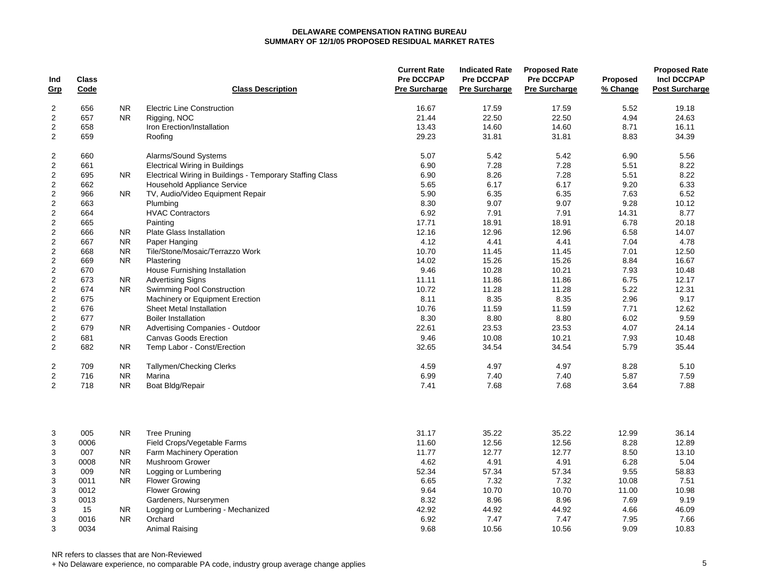**DELAWARE COMPENSATION RATING BUREAU**
**SUMMARY OF 12/1/05 PROPOSED RESIDUAL MARKET RATES**

| Ind Grp | Class Code | | Class Description | Current Rate Pre DCCPAP Pre Surcharge | Indicated Rate Pre DCCPAP Pre Surcharge | Proposed Rate Pre DCCPAP Pre Surcharge | Proposed % Change | Proposed Rate Incl DCCPAP Post Surcharge |
|---|---|---|---|---|---|---|---|---|
| 2 | 656 | NR | Electric Line Construction | 16.67 | 17.59 | 17.59 | 5.52 | 19.18 |
| 2 | 657 | NR | Rigging, NOC | 21.44 | 22.50 | 22.50 | 4.94 | 24.63 |
| 2 | 658 | | Iron Erection/Installation | 13.43 | 14.60 | 14.60 | 8.71 | 16.11 |
| 2 | 659 | | Roofing | 29.23 | 31.81 | 31.81 | 8.83 | 34.39 |
| 2 | 660 | | Alarms/Sound Systems | 5.07 | 5.42 | 5.42 | 6.90 | 5.56 |
| 2 | 661 | | Electrical Wiring in Buildings | 6.90 | 7.28 | 7.28 | 5.51 | 8.22 |
| 2 | 695 | NR | Electrical Wiring in Buildings - Temporary Staffing Class | 6.90 | 8.26 | 7.28 | 5.51 | 8.22 |
| 2 | 662 | | Household Appliance Service | 5.65 | 6.17 | 6.17 | 9.20 | 6.33 |
| 2 | 966 | NR | TV, Audio/Video Equipment Repair | 5.90 | 6.35 | 6.35 | 7.63 | 6.52 |
| 2 | 663 | | Plumbing | 8.30 | 9.07 | 9.07 | 9.28 | 10.12 |
| 2 | 664 | | HVAC Contractors | 6.92 | 7.91 | 7.91 | 14.31 | 8.77 |
| 2 | 665 | | Painting | 17.71 | 18.91 | 18.91 | 6.78 | 20.18 |
| 2 | 666 | NR | Plate Glass Installation | 12.16 | 12.96 | 12.96 | 6.58 | 14.07 |
| 2 | 667 | NR | Paper Hanging | 4.12 | 4.41 | 4.41 | 7.04 | 4.78 |
| 2 | 668 | NR | Tile/Stone/Mosaic/Terrazzo Work | 10.70 | 11.45 | 11.45 | 7.01 | 12.50 |
| 2 | 669 | NR | Plastering | 14.02 | 15.26 | 15.26 | 8.84 | 16.67 |
| 2 | 670 | | House Furnishing Installation | 9.46 | 10.28 | 10.21 | 7.93 | 10.48 |
| 2 | 673 | NR | Advertising Signs | 11.11 | 11.86 | 11.86 | 6.75 | 12.17 |
| 2 | 674 | NR | Swimming Pool Construction | 10.72 | 11.28 | 11.28 | 5.22 | 12.31 |
| 2 | 675 | | Machinery or Equipment Erection | 8.11 | 8.35 | 8.35 | 2.96 | 9.17 |
| 2 | 676 | | Sheet Metal Installation | 10.76 | 11.59 | 11.59 | 7.71 | 12.62 |
| 2 | 677 | | Boiler Installation | 8.30 | 8.80 | 8.80 | 6.02 | 9.59 |
| 2 | 679 | NR | Advertising Companies - Outdoor | 22.61 | 23.53 | 23.53 | 4.07 | 24.14 |
| 2 | 681 | | Canvas Goods Erection | 9.46 | 10.08 | 10.21 | 7.93 | 10.48 |
| 2 | 682 | NR | Temp Labor - Const/Erection | 32.65 | 34.54 | 34.54 | 5.79 | 35.44 |
| 2 | 709 | NR | Tallymen/Checking Clerks | 4.59 | 4.97 | 4.97 | 8.28 | 5.10 |
| 2 | 716 | NR | Marina | 6.99 | 7.40 | 7.40 | 5.87 | 7.59 |
| 2 | 718 | NR | Boat Bldg/Repair | 7.41 | 7.68 | 7.68 | 3.64 | 7.88 |
| 3 | 005 | NR | Tree Pruning | 31.17 | 35.22 | 35.22 | 12.99 | 36.14 |
| 3 | 0006 | | Field Crops/Vegetable Farms | 11.60 | 12.56 | 12.56 | 8.28 | 12.89 |
| 3 | 007 | NR | Farm Machinery Operation | 11.77 | 12.77 | 12.77 | 8.50 | 13.10 |
| 3 | 0008 | NR | Mushroom Grower | 4.62 | 4.91 | 4.91 | 6.28 | 5.04 |
| 3 | 009 | NR | Logging or Lumbering | 52.34 | 57.34 | 57.34 | 9.55 | 58.83 |
| 3 | 0011 | NR | Flower Growing | 6.65 | 7.32 | 7.32 | 10.08 | 7.51 |
| 3 | 0012 | | Flower Growing | 9.64 | 10.70 | 10.70 | 11.00 | 10.98 |
| 3 | 0013 | | Gardeners, Nurserymen | 8.32 | 8.96 | 8.96 | 7.69 | 9.19 |
| 3 | 15 | NR | Logging or Lumbering - Mechanized | 42.92 | 44.92 | 44.92 | 4.66 | 46.09 |
| 3 | 0016 | NR | Orchard | 6.92 | 7.47 | 7.47 | 7.95 | 7.66 |
| 3 | 0034 | | Animal Raising | 9.68 | 10.56 | 10.56 | 9.09 | 10.83 |

NR refers to classes that are Non-Reviewed

+ No Delaware experience, no comparable PA code, industry group average change applies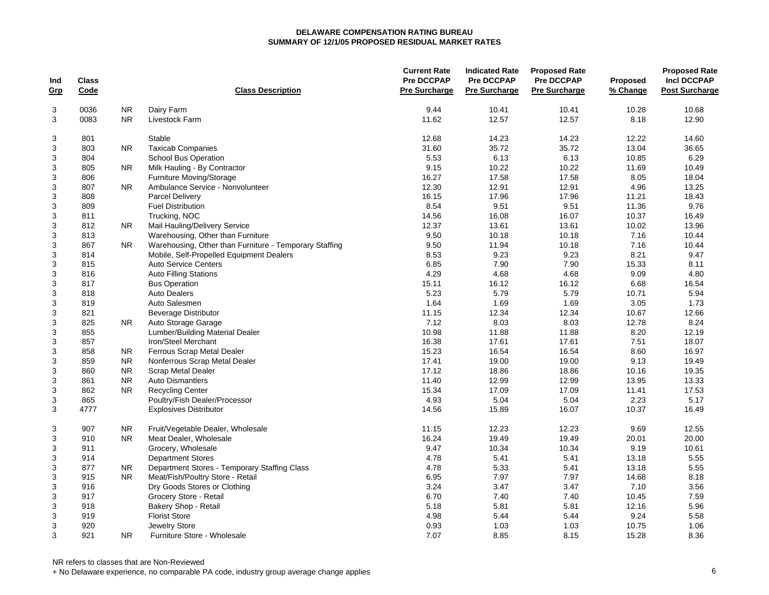**DELAWARE COMPENSATION RATING BUREAU**
**SUMMARY OF 12/1/05 PROPOSED RESIDUAL MARKET RATES**

| Ind Grp | Class Code | | Class Description | Current Rate Pre DCCPAP Pre Surcharge | Indicated Rate Pre DCCPAP Pre Surcharge | Proposed Rate Pre DCCPAP Pre Surcharge | Proposed % Change | Proposed Rate Incl DCCPAP Post Surcharge |
|---|---|---|---|---|---|---|---|---|
| 3 | 0036 | NR | Dairy Farm | 9.44 | 10.41 | 10.41 | 10.28 | 10.68 |
| 3 | 0083 | NR | Livestock Farm | 11.62 | 12.57 | 12.57 | 8.18 | 12.90 |
| 3 | 801 | | Stable | 12.68 | 14.23 | 14.23 | 12.22 | 14.60 |
| 3 | 803 | NR | Taxicab Companies | 31.60 | 35.72 | 35.72 | 13.04 | 36.65 |
| 3 | 804 | | School Bus Operation | 5.53 | 6.13 | 6.13 | 10.85 | 6.29 |
| 3 | 805 | NR | Milk Hauling - By Contractor | 9.15 | 10.22 | 10.22 | 11.69 | 10.49 |
| 3 | 806 | | Furniture Moving/Storage | 16.27 | 17.58 | 17.58 | 8.05 | 18.04 |
| 3 | 807 | NR | Ambulance Service - Nonvolunteer | 12.30 | 12.91 | 12.91 | 4.96 | 13.25 |
| 3 | 808 | | Parcel Delivery | 16.15 | 17.96 | 17.96 | 11.21 | 18.43 |
| 3 | 809 | | Fuel Distribution | 8.54 | 9.51 | 9.51 | 11.36 | 9.76 |
| 3 | 811 | | Trucking, NOC | 14.56 | 16.08 | 16.07 | 10.37 | 16.49 |
| 3 | 812 | NR | Mail Hauling/Delivery Service | 12.37 | 13.61 | 13.61 | 10.02 | 13.96 |
| 3 | 813 | | Warehousing, Other than Furniture | 9.50 | 10.18 | 10.18 | 7.16 | 10.44 |
| 3 | 867 | NR | Warehousing, Other than Furniture - Temporary Staffing | 9.50 | 11.94 | 10.18 | 7.16 | 10.44 |
| 3 | 814 | | Mobile, Self-Propelled Equipment Dealers | 8.53 | 9.23 | 9.23 | 8.21 | 9.47 |
| 3 | 815 | | Auto Service Centers | 6.85 | 7.90 | 7.90 | 15.33 | 8.11 |
| 3 | 816 | | Auto Filling Stations | 4.29 | 4.68 | 4.68 | 9.09 | 4.80 |
| 3 | 817 | | Bus Operation | 15.11 | 16.12 | 16.12 | 6.68 | 16.54 |
| 3 | 818 | | Auto Dealers | 5.23 | 5.79 | 5.79 | 10.71 | 5.94 |
| 3 | 819 | | Auto Salesmen | 1.64 | 1.69 | 1.69 | 3.05 | 1.73 |
| 3 | 821 | | Beverage Distributor | 11.15 | 12.34 | 12.34 | 10.67 | 12.66 |
| 3 | 825 | NR | Auto Storage Garage | 7.12 | 8.03 | 8.03 | 12.78 | 8.24 |
| 3 | 855 | | Lumber/Building Material Dealer | 10.98 | 11.88 | 11.88 | 8.20 | 12.19 |
| 3 | 857 | | Iron/Steel Merchant | 16.38 | 17.61 | 17.61 | 7.51 | 18.07 |
| 3 | 858 | NR | Ferrous Scrap Metal Dealer | 15.23 | 16.54 | 16.54 | 8.60 | 16.97 |
| 3 | 859 | NR | Nonferrous Scrap Metal Dealer | 17.41 | 19.00 | 19.00 | 9.13 | 19.49 |
| 3 | 860 | NR | Scrap Metal Dealer | 17.12 | 18.86 | 18.86 | 10.16 | 19.35 |
| 3 | 861 | NR | Auto Dismantlers | 11.40 | 12.99 | 12.99 | 13.95 | 13.33 |
| 3 | 862 | NR | Recycling Center | 15.34 | 17.09 | 17.09 | 11.41 | 17.53 |
| 3 | 865 | | Poultry/Fish Dealer/Processor | 4.93 | 5.04 | 5.04 | 2.23 | 5.17 |
| 3 | 4777 | | Explosives Distributor | 14.56 | 15.89 | 16.07 | 10.37 | 16.49 |
| 3 | 907 | NR | Fruit/Vegetable Dealer, Wholesale | 11.15 | 12.23 | 12.23 | 9.69 | 12.55 |
| 3 | 910 | NR | Meat Dealer, Wholesale | 16.24 | 19.49 | 19.49 | 20.01 | 20.00 |
| 3 | 911 | | Grocery, Wholesale | 9.47 | 10.34 | 10.34 | 9.19 | 10.61 |
| 3 | 914 | | Department Stores | 4.78 | 5.41 | 5.41 | 13.18 | 5.55 |
| 3 | 877 | NR | Department Stores - Temporary Staffing Class | 4.78 | 5.33 | 5.41 | 13.18 | 5.55 |
| 3 | 915 | NR | Meat/Fish/Poultry Store - Retail | 6.95 | 7.97 | 7.97 | 14.68 | 8.18 |
| 3 | 916 | | Dry Goods Stores or Clothing | 3.24 | 3.47 | 3.47 | 7.10 | 3.56 |
| 3 | 917 | | Grocery Store - Retail | 6.70 | 7.40 | 7.40 | 10.45 | 7.59 |
| 3 | 918 | | Bakery Shop - Retail | 5.18 | 5.81 | 5.81 | 12.16 | 5.96 |
| 3 | 919 | | Florist Store | 4.98 | 5.44 | 5.44 | 9.24 | 5.58 |
| 3 | 920 | | Jewelry Store | 0.93 | 1.03 | 1.03 | 10.75 | 1.06 |
| 3 | 921 | NR | Furniture Store - Wholesale | 7.07 | 8.85 | 8.15 | 15.28 | 8.36 |

NR refers to classes that are Non-Reviewed

+ No Delaware experience, no comparable PA code, industry group average change applies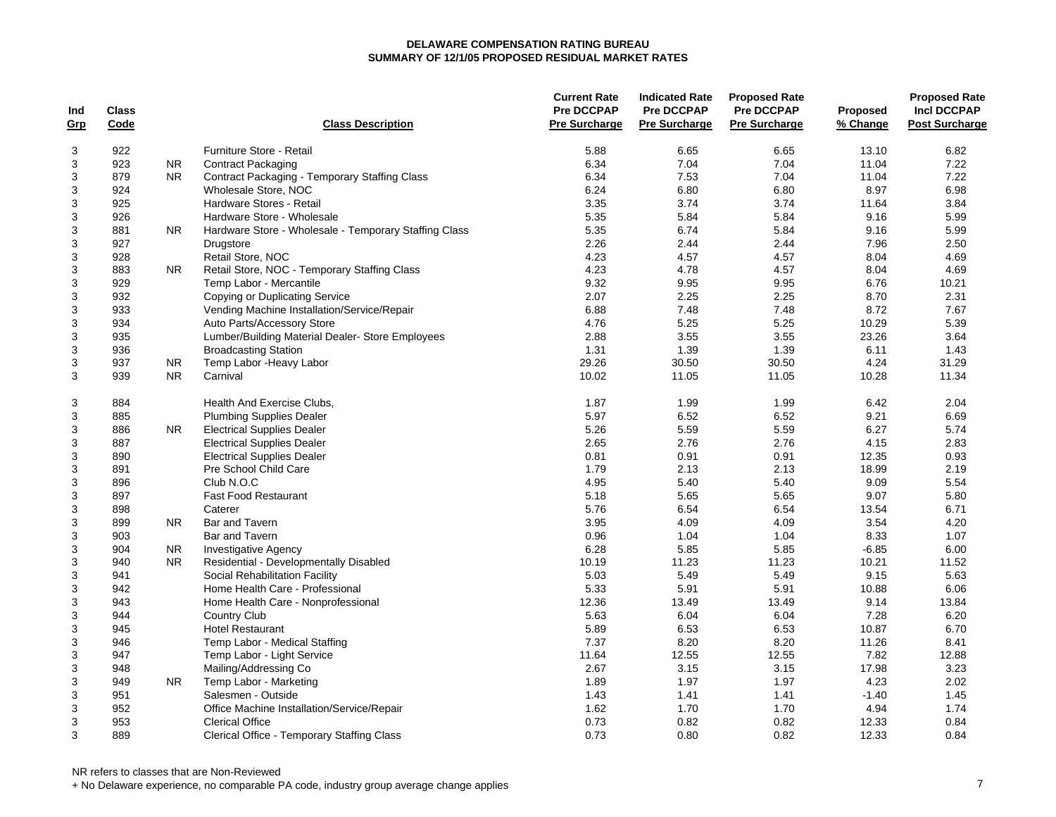**DELAWARE COMPENSATION RATING BUREAU**
**SUMMARY OF 12/1/05 PROPOSED RESIDUAL MARKET RATES**

| Ind Grp | Class Code | | Class Description | Current Rate Pre DCCPAP Pre Surcharge | Indicated Rate Pre DCCPAP Pre Surcharge | Proposed Rate Pre DCCPAP Pre Surcharge | Proposed % Change | Proposed Rate Incl DCCPAP Post Surcharge |
|---|---|---|---|---|---|---|---|---|
| 3 | 922 | | Furniture Store - Retail | 5.88 | 6.65 | 6.65 | 13.10 | 6.82 |
| 3 | 923 | NR | Contract Packaging | 6.34 | 7.04 | 7.04 | 11.04 | 7.22 |
| 3 | 879 | NR | Contract Packaging - Temporary Staffing Class | 6.34 | 7.53 | 7.04 | 11.04 | 7.22 |
| 3 | 924 | | Wholesale Store, NOC | 6.24 | 6.80 | 6.80 | 8.97 | 6.98 |
| 3 | 925 | | Hardware Stores - Retail | 3.35 | 3.74 | 3.74 | 11.64 | 3.84 |
| 3 | 926 | | Hardware Store - Wholesale | 5.35 | 5.84 | 5.84 | 9.16 | 5.99 |
| 3 | 881 | NR | Hardware Store - Wholesale - Temporary Staffing Class | 5.35 | 6.74 | 5.84 | 9.16 | 5.99 |
| 3 | 927 | | Drugstore | 2.26 | 2.44 | 2.44 | 7.96 | 2.50 |
| 3 | 928 | | Retail Store, NOC | 4.23 | 4.57 | 4.57 | 8.04 | 4.69 |
| 3 | 883 | NR | Retail Store, NOC - Temporary Staffing Class | 4.23 | 4.78 | 4.57 | 8.04 | 4.69 |
| 3 | 929 | | Temp Labor - Mercantile | 9.32 | 9.95 | 9.95 | 6.76 | 10.21 |
| 3 | 932 | | Copying or Duplicating Service | 2.07 | 2.25 | 2.25 | 8.70 | 2.31 |
| 3 | 933 | | Vending Machine Installation/Service/Repair | 6.88 | 7.48 | 7.48 | 8.72 | 7.67 |
| 3 | 934 | | Auto Parts/Accessory Store | 4.76 | 5.25 | 5.25 | 10.29 | 5.39 |
| 3 | 935 | | Lumber/Building Material Dealer- Store Employees | 2.88 | 3.55 | 3.55 | 23.26 | 3.64 |
| 3 | 936 | | Broadcasting Station | 1.31 | 1.39 | 1.39 | 6.11 | 1.43 |
| 3 | 937 | NR | Temp Labor -Heavy Labor | 29.26 | 30.50 | 30.50 | 4.24 | 31.29 |
| 3 | 939 | NR | Carnival | 10.02 | 11.05 | 11.05 | 10.28 | 11.34 |
| 3 | 884 | | Health And Exercise Clubs, | 1.87 | 1.99 | 1.99 | 6.42 | 2.04 |
| 3 | 885 | | Plumbing Supplies Dealer | 5.97 | 6.52 | 6.52 | 9.21 | 6.69 |
| 3 | 886 | NR | Electrical Supplies Dealer | 5.26 | 5.59 | 5.59 | 6.27 | 5.74 |
| 3 | 887 | | Electrical Supplies Dealer | 2.65 | 2.76 | 2.76 | 4.15 | 2.83 |
| 3 | 890 | | Electrical Supplies Dealer | 0.81 | 0.91 | 0.91 | 12.35 | 0.93 |
| 3 | 891 | | Pre School Child Care | 1.79 | 2.13 | 2.13 | 18.99 | 2.19 |
| 3 | 896 | | Club N.O.C | 4.95 | 5.40 | 5.40 | 9.09 | 5.54 |
| 3 | 897 | | Fast Food Restaurant | 5.18 | 5.65 | 5.65 | 9.07 | 5.80 |
| 3 | 898 | | Caterer | 5.76 | 6.54 | 6.54 | 13.54 | 6.71 |
| 3 | 899 | NR | Bar and Tavern | 3.95 | 4.09 | 4.09 | 3.54 | 4.20 |
| 3 | 903 | | Bar and Tavern | 0.96 | 1.04 | 1.04 | 8.33 | 1.07 |
| 3 | 904 | NR | Investigative Agency | 6.28 | 5.85 | 5.85 | -6.85 | 6.00 |
| 3 | 940 | NR | Residential - Developmentally Disabled | 10.19 | 11.23 | 11.23 | 10.21 | 11.52 |
| 3 | 941 | | Social Rehabilitation Facility | 5.03 | 5.49 | 5.49 | 9.15 | 5.63 |
| 3 | 942 | | Home Health Care - Professional | 5.33 | 5.91 | 5.91 | 10.88 | 6.06 |
| 3 | 943 | | Home Health Care - Nonprofessional | 12.36 | 13.49 | 13.49 | 9.14 | 13.84 |
| 3 | 944 | | Country Club | 5.63 | 6.04 | 6.04 | 7.28 | 6.20 |
| 3 | 945 | | Hotel Restaurant | 5.89 | 6.53 | 6.53 | 10.87 | 6.70 |
| 3 | 946 | | Temp Labor - Medical Staffing | 7.37 | 8.20 | 8.20 | 11.26 | 8.41 |
| 3 | 947 | | Temp Labor - Light Service | 11.64 | 12.55 | 12.55 | 7.82 | 12.88 |
| 3 | 948 | | Mailing/Addressing Co | 2.67 | 3.15 | 3.15 | 17.98 | 3.23 |
| 3 | 949 | NR | Temp Labor - Marketing | 1.89 | 1.97 | 1.97 | 4.23 | 2.02 |
| 3 | 951 | | Salesmen - Outside | 1.43 | 1.41 | 1.41 | -1.40 | 1.45 |
| 3 | 952 | | Office Machine Installation/Service/Repair | 1.62 | 1.70 | 1.70 | 4.94 | 1.74 |
| 3 | 953 | | Clerical Office | 0.73 | 0.82 | 0.82 | 12.33 | 0.84 |
| 3 | 889 | | Clerical Office - Temporary Staffing Class | 0.73 | 0.80 | 0.82 | 12.33 | 0.84 |

NR refers to classes that are Non-Reviewed

+ No Delaware experience, no comparable PA code, industry group average change applies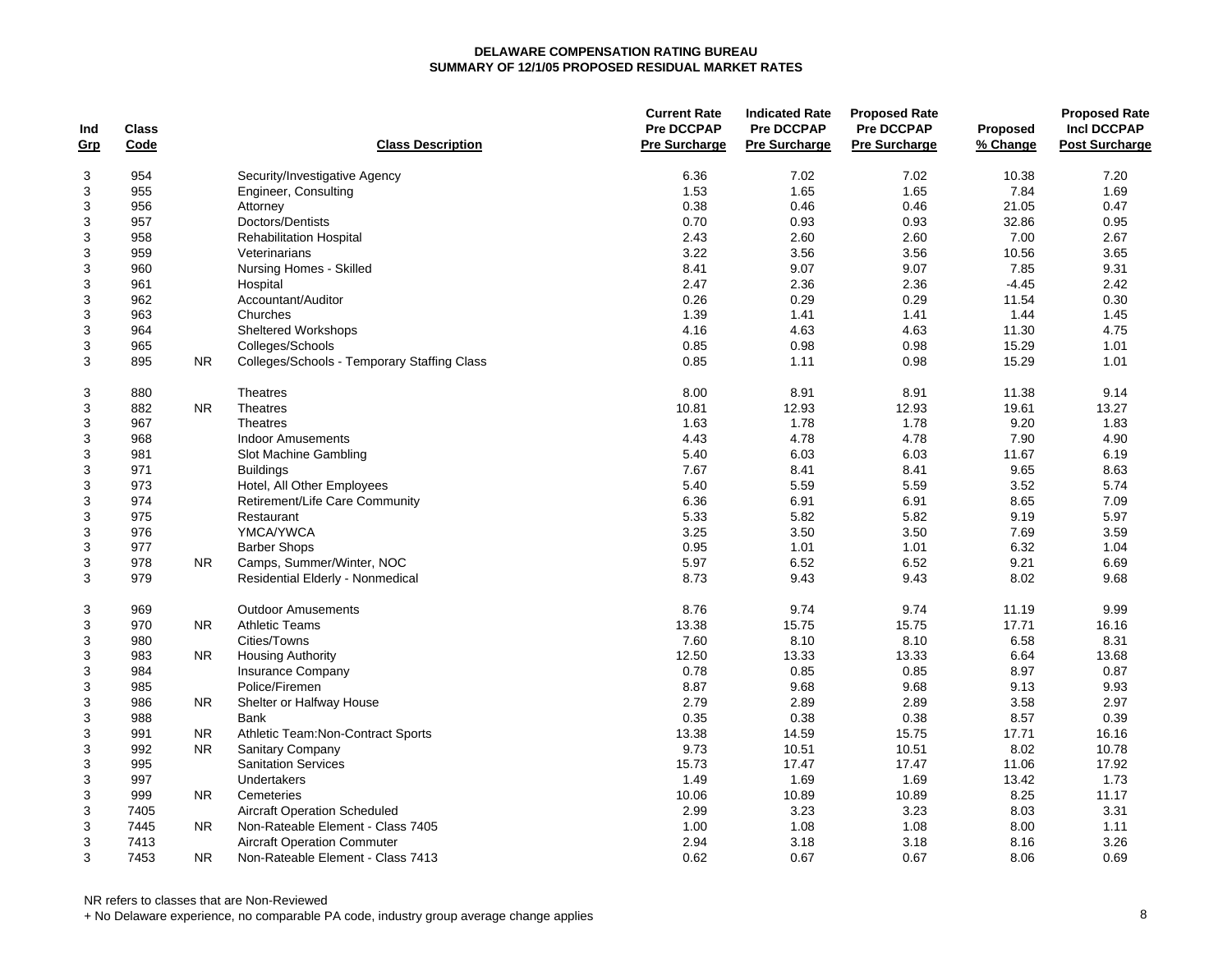**DELAWARE COMPENSATION RATING BUREAU**
**SUMMARY OF 12/1/05 PROPOSED RESIDUAL MARKET RATES**

| Ind Grp | Class Code | | Class Description | Current Rate Pre DCCPAP Pre Surcharge | Indicated Rate Pre DCCPAP Pre Surcharge | Proposed Rate Pre DCCPAP Pre Surcharge | Proposed % Change | Proposed Rate Incl DCCPAP Post Surcharge |
|---|---|---|---|---|---|---|---|---|
| 3 | 954 | | Security/Investigative Agency | 6.36 | 7.02 | 7.02 | 10.38 | 7.20 |
| 3 | 955 | | Engineer, Consulting | 1.53 | 1.65 | 1.65 | 7.84 | 1.69 |
| 3 | 956 | | Attorney | 0.38 | 0.46 | 0.46 | 21.05 | 0.47 |
| 3 | 957 | | Doctors/Dentists | 0.70 | 0.93 | 0.93 | 32.86 | 0.95 |
| 3 | 958 | | Rehabilitation Hospital | 2.43 | 2.60 | 2.60 | 7.00 | 2.67 |
| 3 | 959 | | Veterinarians | 3.22 | 3.56 | 3.56 | 10.56 | 3.65 |
| 3 | 960 | | Nursing Homes - Skilled | 8.41 | 9.07 | 9.07 | 7.85 | 9.31 |
| 3 | 961 | | Hospital | 2.47 | 2.36 | 2.36 | -4.45 | 2.42 |
| 3 | 962 | | Accountant/Auditor | 0.26 | 0.29 | 0.29 | 11.54 | 0.30 |
| 3 | 963 | | Churches | 1.39 | 1.41 | 1.41 | 1.44 | 1.45 |
| 3 | 964 | | Sheltered Workshops | 4.16 | 4.63 | 4.63 | 11.30 | 4.75 |
| 3 | 965 | | Colleges/Schools | 0.85 | 0.98 | 0.98 | 15.29 | 1.01 |
| 3 | 895 | NR | Colleges/Schools - Temporary Staffing Class | 0.85 | 1.11 | 0.98 | 15.29 | 1.01 |
| | | | | | | | | |
| 3 | 880 | | Theatres | 8.00 | 8.91 | 8.91 | 11.38 | 9.14 |
| 3 | 882 | NR | Theatres | 10.81 | 12.93 | 12.93 | 19.61 | 13.27 |
| 3 | 967 | | Theatres | 1.63 | 1.78 | 1.78 | 9.20 | 1.83 |
| 3 | 968 | | Indoor Amusements | 4.43 | 4.78 | 4.78 | 7.90 | 4.90 |
| 3 | 981 | | Slot Machine Gambling | 5.40 | 6.03 | 6.03 | 11.67 | 6.19 |
| 3 | 971 | | Buildings | 7.67 | 8.41 | 8.41 | 9.65 | 8.63 |
| 3 | 973 | | Hotel, All Other Employees | 5.40 | 5.59 | 5.59 | 3.52 | 5.74 |
| 3 | 974 | | Retirement/Life Care Community | 6.36 | 6.91 | 6.91 | 8.65 | 7.09 |
| 3 | 975 | | Restaurant | 5.33 | 5.82 | 5.82 | 9.19 | 5.97 |
| 3 | 976 | | YMCA/YWCA | 3.25 | 3.50 | 3.50 | 7.69 | 3.59 |
| 3 | 977 | | Barber Shops | 0.95 | 1.01 | 1.01 | 6.32 | 1.04 |
| 3 | 978 | NR | Camps, Summer/Winter, NOC | 5.97 | 6.52 | 6.52 | 9.21 | 6.69 |
| 3 | 979 | | Residential Elderly - Nonmedical | 8.73 | 9.43 | 9.43 | 8.02 | 9.68 |
| | | | | | | | | |
| 3 | 969 | | Outdoor Amusements | 8.76 | 9.74 | 9.74 | 11.19 | 9.99 |
| 3 | 970 | NR | Athletic Teams | 13.38 | 15.75 | 15.75 | 17.71 | 16.16 |
| 3 | 980 | | Cities/Towns | 7.60 | 8.10 | 8.10 | 6.58 | 8.31 |
| 3 | 983 | NR | Housing Authority | 12.50 | 13.33 | 13.33 | 6.64 | 13.68 |
| 3 | 984 | | Insurance Company | 0.78 | 0.85 | 0.85 | 8.97 | 0.87 |
| 3 | 985 | | Police/Firemen | 8.87 | 9.68 | 9.68 | 9.13 | 9.93 |
| 3 | 986 | NR | Shelter or Halfway House | 2.79 | 2.89 | 2.89 | 3.58 | 2.97 |
| 3 | 988 | | Bank | 0.35 | 0.38 | 0.38 | 8.57 | 0.39 |
| 3 | 991 | NR | Athletic Team:Non-Contract Sports | 13.38 | 14.59 | 15.75 | 17.71 | 16.16 |
| 3 | 992 | NR | Sanitary Company | 9.73 | 10.51 | 10.51 | 8.02 | 10.78 |
| 3 | 995 | | Sanitation Services | 15.73 | 17.47 | 17.47 | 11.06 | 17.92 |
| 3 | 997 | | Undertakers | 1.49 | 1.69 | 1.69 | 13.42 | 1.73 |
| 3 | 999 | NR | Cemeteries | 10.06 | 10.89 | 10.89 | 8.25 | 11.17 |
| 3 | 7405 | | Aircraft Operation Scheduled | 2.99 | 3.23 | 3.23 | 8.03 | 3.31 |
| 3 | 7445 | NR | Non-Rateable Element - Class 7405 | 1.00 | 1.08 | 1.08 | 8.00 | 1.11 |
| 3 | 7413 | | Aircraft Operation Commuter | 2.94 | 3.18 | 3.18 | 8.16 | 3.26 |
| 3 | 7453 | NR | Non-Rateable Element - Class 7413 | 0.62 | 0.67 | 0.67 | 8.06 | 0.69 |

NR refers to classes that are Non-Reviewed

+ No Delaware experience, no comparable PA code, industry group average change applies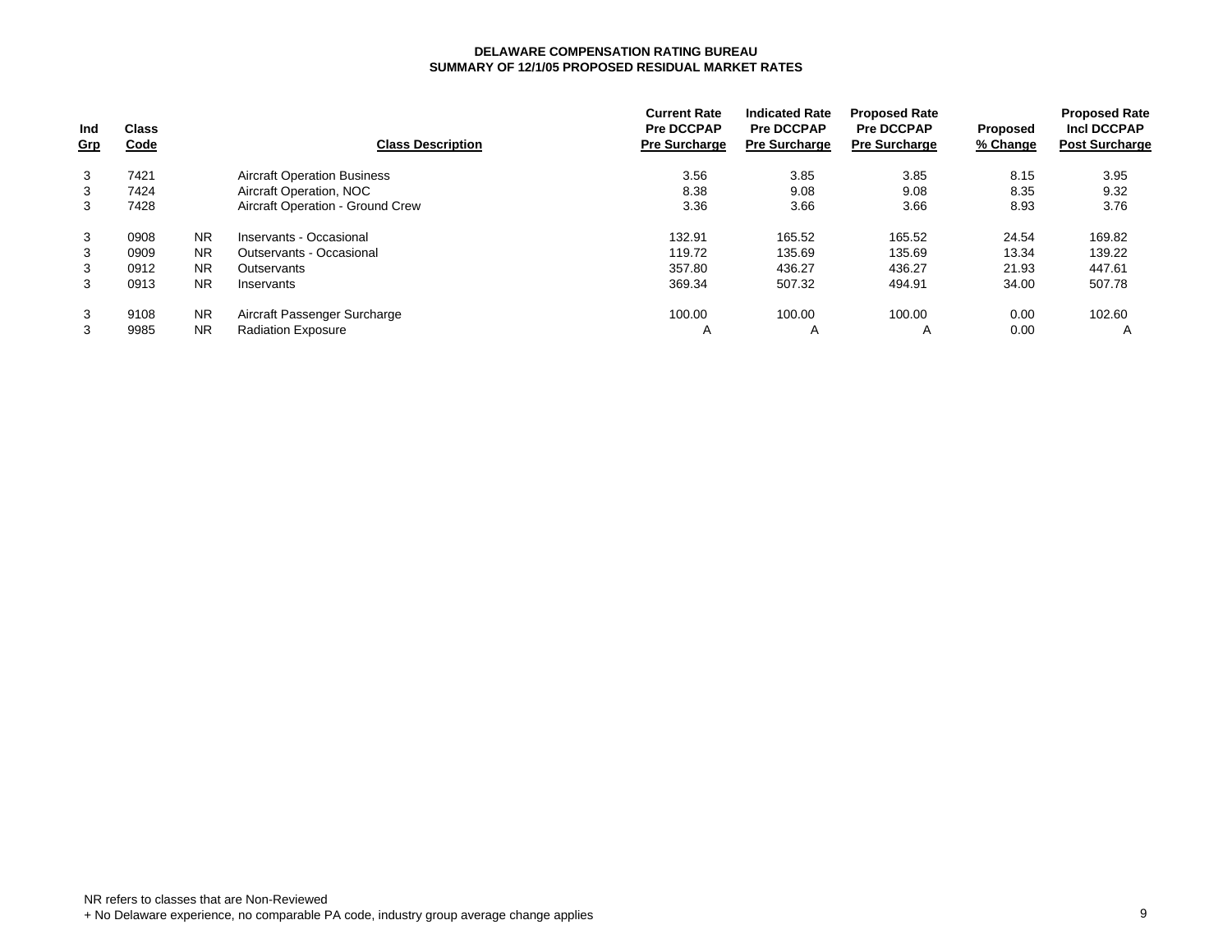**DELAWARE COMPENSATION RATING BUREAU**
**SUMMARY OF 12/1/05 PROPOSED RESIDUAL MARKET RATES**

| Ind Grp | Class Code | | Class Description | Current Rate Pre DCCPAP Pre Surcharge | Indicated Rate Pre DCCPAP Pre Surcharge | Proposed Rate Pre DCCPAP Pre Surcharge | Proposed % Change | Proposed Rate Incl DCCPAP Post Surcharge |
|---|---|---|---|---|---|---|---|---|
| 3 | 7421 | | Aircraft Operation Business | 3.56 | 3.85 | 3.85 | 8.15 | 3.95 |
| 3 | 7424 | | Aircraft Operation, NOC | 8.38 | 9.08 | 9.08 | 8.35 | 9.32 |
| 3 | 7428 | | Aircraft Operation - Ground Crew | 3.36 | 3.66 | 3.66 | 8.93 | 3.76 |
| 3 | 0908 | NR | Inservants - Occasional | 132.91 | 165.52 | 165.52 | 24.54 | 169.82 |
| 3 | 0909 | NR | Outservants - Occasional | 119.72 | 135.69 | 135.69 | 13.34 | 139.22 |
| 3 | 0912 | NR | Outservants | 357.80 | 436.27 | 436.27 | 21.93 | 447.61 |
| 3 | 0913 | NR | Inservants | 369.34 | 507.32 | 494.91 | 34.00 | 507.78 |
| 3 | 9108 | NR | Aircraft Passenger Surcharge | 100.00 | 100.00 | 100.00 | 0.00 | 102.60 |
| 3 | 9985 | NR | Radiation Exposure | A | A | A | 0.00 | A |

NR refers to classes that are Non-Reviewed
+ No Delaware experience, no comparable PA code, industry group average change applies